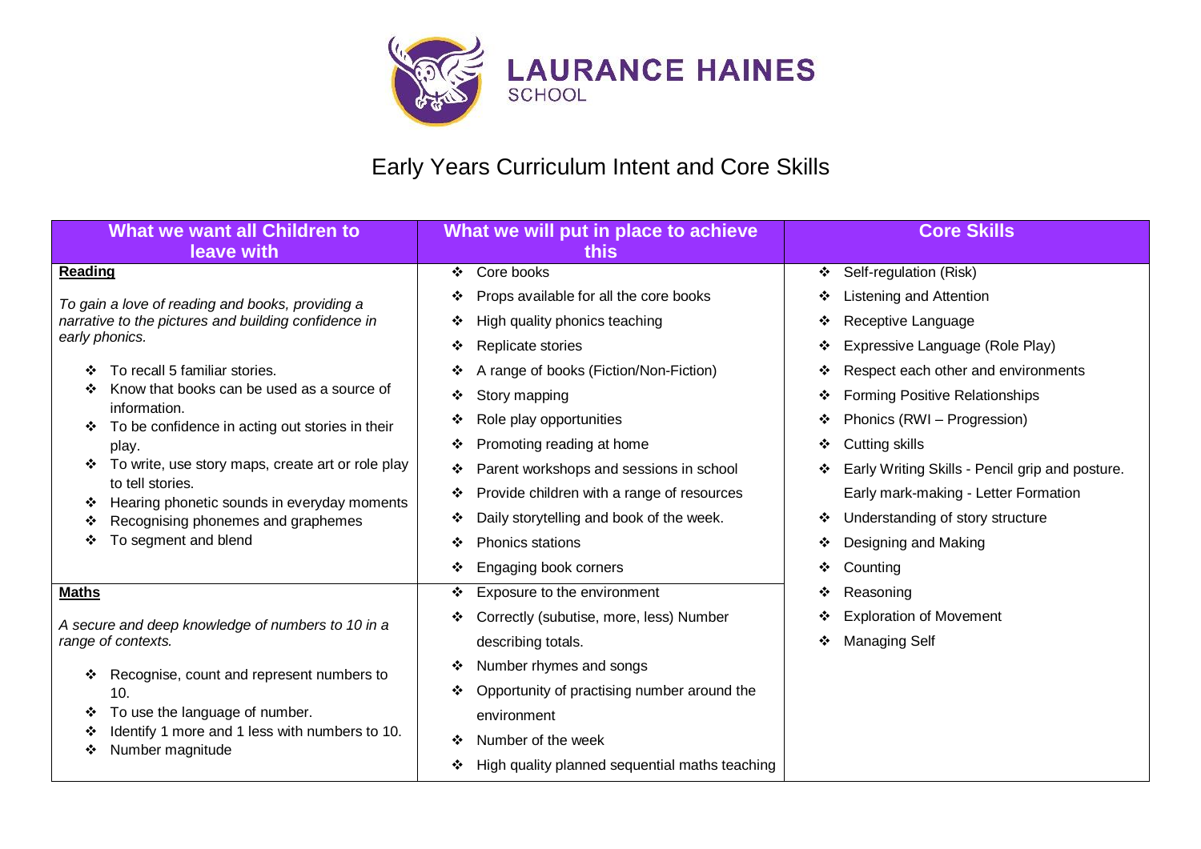LAURANCE HAINES SCHOOL

# Early Years Curriculum Intent and Core Skills

| What we want all Children to leave with | What we will put in place to achieve this | Core Skills |
|---|---|---|
| **Reading**<br><br>*To gain a love of reading and books, providing a narrative to the pictures and building confidence in early phonics.*<br><br>❖ To recall 5 familiar stories.<br>❖ Know that books can be used as a source of information.<br>❖ To be confidence in acting out stories in their play.<br>❖ To write, use story maps, create art or role play to tell stories.<br>❖ Hearing phonetic sounds in everyday moments<br>❖ Recognising phonemes and graphemes<br>❖ To segment and blend | ❖ Core books<br>❖ Props available for all the core books<br>❖ High quality phonics teaching<br>❖ Replicate stories<br>❖ A range of books (Fiction/Non-Fiction)<br>❖ Story mapping<br>❖ Role play opportunities<br>❖ Promoting reading at home<br>❖ Parent workshops and sessions in school<br>❖ Provide children with a range of resources<br>❖ Daily storytelling and book of the week.<br>❖ Phonics stations<br>❖ Engaging book corners | ❖ Self-regulation (Risk)<br>❖ Listening and Attention<br>❖ Receptive Language<br>❖ Expressive Language (Role Play)<br>❖ Respect each other and environments<br>❖ Forming Positive Relationships<br>❖ Phonics (RWI – Progression)<br>❖ Cutting skills<br>❖ Early Writing Skills - Pencil grip and posture. Early mark-making - Letter Formation<br>❖ Understanding of story structure<br>❖ Designing and Making<br>❖ Counting<br>❖ Reasoning<br>❖ Exploration of Movement<br>❖ Managing Self |
| **Maths**<br><br>*A secure and deep knowledge of numbers to 10 in a range of contexts.*<br><br>❖ Recognise, count and represent numbers to 10.<br>❖ To use the language of number.<br>❖ Identify 1 more and 1 less with numbers to 10.<br>❖ Number magnitude | ❖ Exposure to the environment<br>❖ Correctly (subutise, more, less) Number describing totals.<br>❖ Number rhymes and songs<br>❖ Opportunity of practising number around the environment<br>❖ Number of the week<br>❖ High quality planned sequential maths teaching | |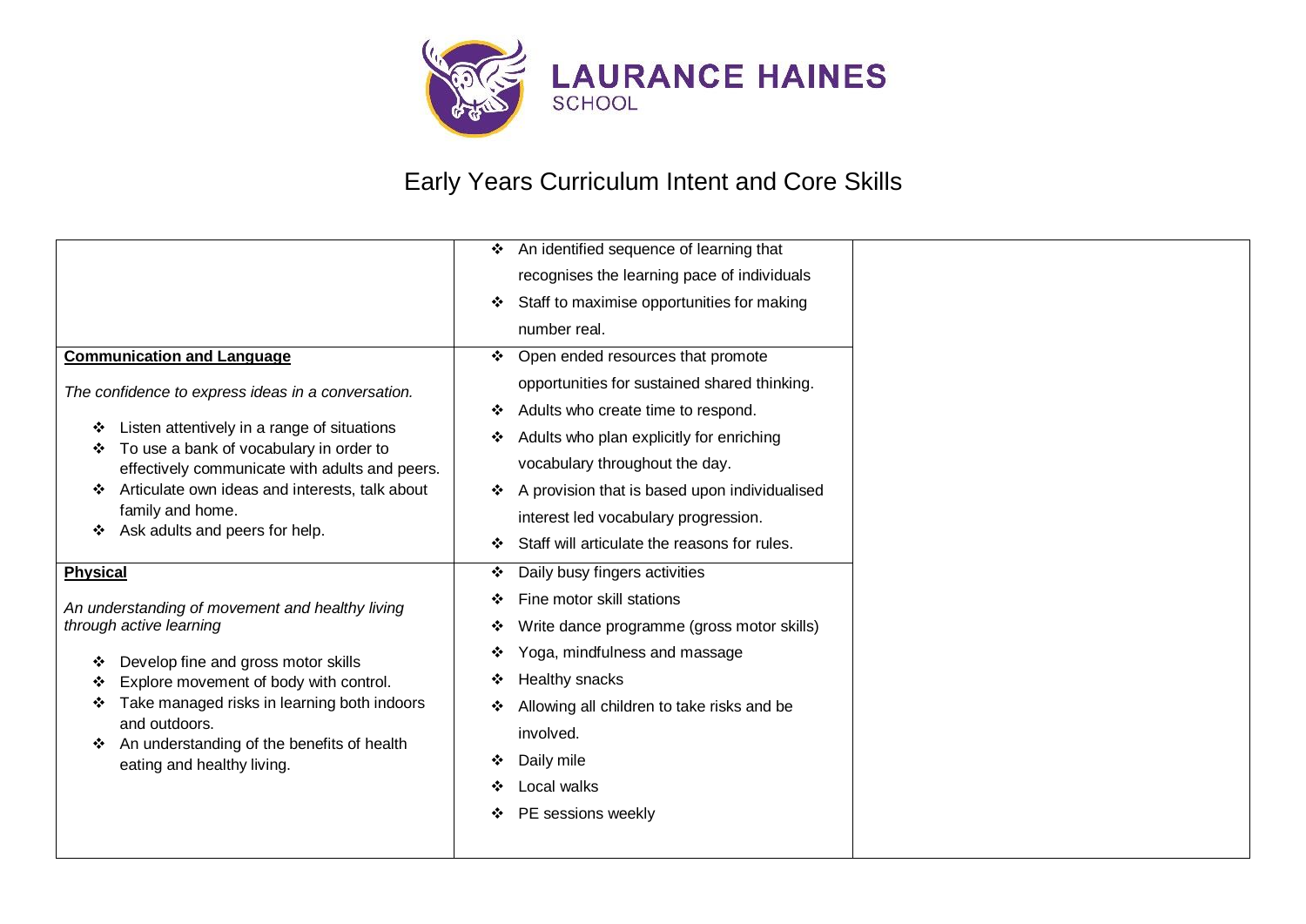# LAURANCE HAINES SCHOOL

## Early Years Curriculum Intent and Core Skills

| | | |
|---|---|---|
| | ❖ An identified sequence of learning that recognises the learning pace of individuals<br>❖ Staff to maximise opportunities for making number real. | |
| **Communication and Language**<br><br>*The confidence to express ideas in a conversation.*<br><br>❖ Listen attentively in a range of situations<br>❖ To use a bank of vocabulary in order to effectively communicate with adults and peers.<br>❖ Articulate own ideas and interests, talk about family and home.<br>❖ Ask adults and peers for help. | ❖ Open ended resources that promote opportunities for sustained shared thinking.<br>❖ Adults who create time to respond.<br>❖ Adults who plan explicitly for enriching vocabulary throughout the day.<br>❖ A provision that is based upon individualised interest led vocabulary progression.<br>❖ Staff will articulate the reasons for rules. | |
| **Physical**<br><br>*An understanding of movement and healthy living through active learning*<br><br>❖ Develop fine and gross motor skills<br>❖ Explore movement of body with control.<br>❖ Take managed risks in learning both indoors and outdoors.<br>❖ An understanding of the benefits of health eating and healthy living. | ❖ Daily busy fingers activities<br>❖ Fine motor skill stations<br>❖ Write dance programme (gross motor skills)<br>❖ Yoga, mindfulness and massage<br>❖ Healthy snacks<br>❖ Allowing all children to take risks and be involved.<br>❖ Daily mile<br>❖ Local walks<br>❖ PE sessions weekly | |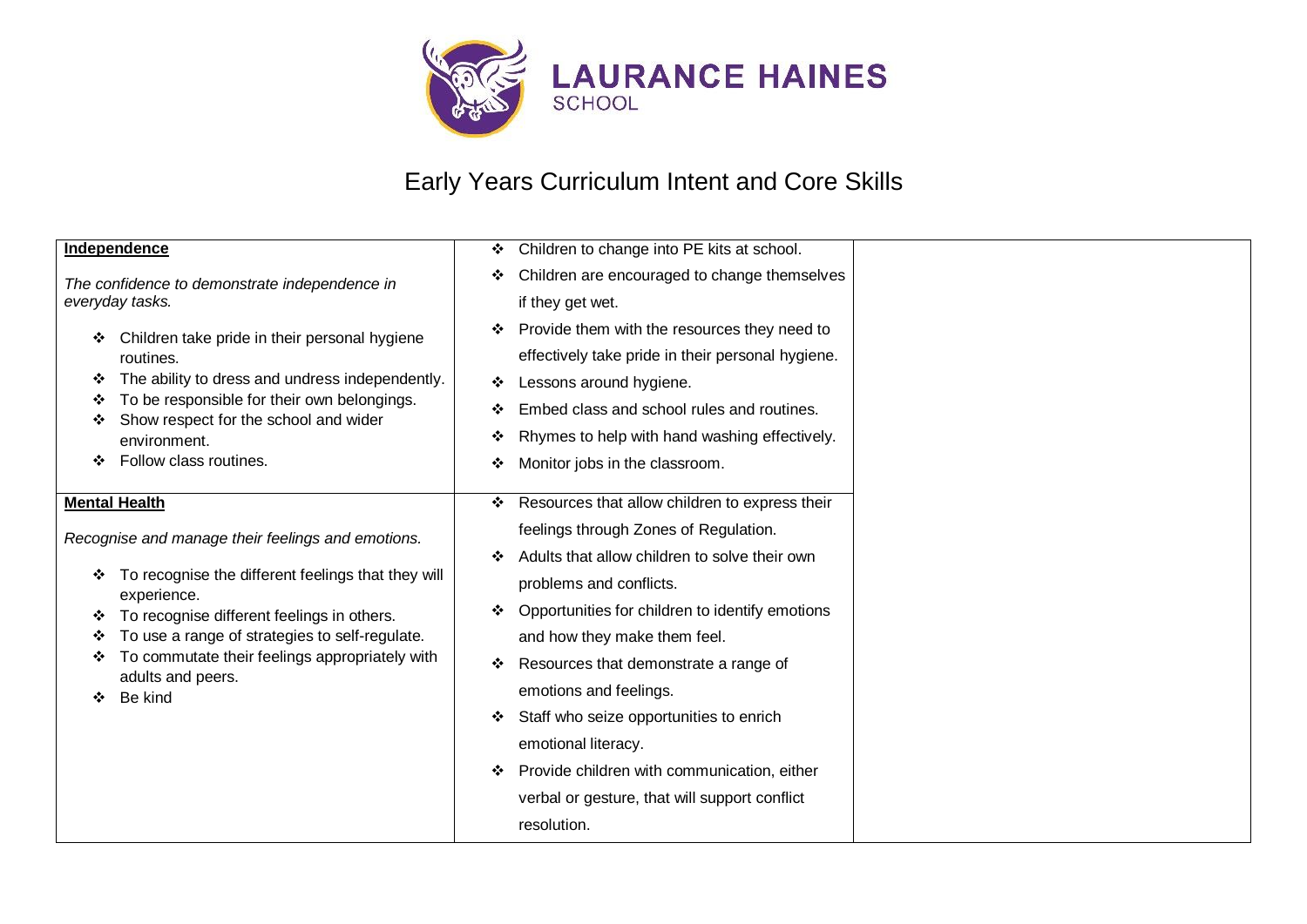LAURANCE HAINES SCHOOL

# Early Years Curriculum Intent and Core Skills

| | | |
|---|---|---|
| **Independence**<br><br>*The confidence to demonstrate independence in everyday tasks.*<br><br>❖ Children take pride in their personal hygiene routines.<br>❖ The ability to dress and undress independently.<br>❖ To be responsible for their own belongings.<br>❖ Show respect for the school and wider environment.<br>❖ Follow class routines. | ❖ Children to change into PE kits at school.<br>❖ Children are encouraged to change themselves if they get wet.<br>❖ Provide them with the resources they need to effectively take pride in their personal hygiene.<br>❖ Lessons around hygiene.<br>❖ Embed class and school rules and routines.<br>❖ Rhymes to help with hand washing effectively.<br>❖ Monitor jobs in the classroom. | |
| **Mental Health**<br><br>*Recognise and manage their feelings and emotions.*<br><br>❖ To recognise the different feelings that they will experience.<br>❖ To recognise different feelings in others.<br>❖ To use a range of strategies to self-regulate.<br>❖ To commutate their feelings appropriately with adults and peers.<br>❖ Be kind | ❖ Resources that allow children to express their feelings through Zones of Regulation.<br>❖ Adults that allow children to solve their own problems and conflicts.<br>❖ Opportunities for children to identify emotions and how they make them feel.<br>❖ Resources that demonstrate a range of emotions and feelings.<br>❖ Staff who seize opportunities to enrich emotional literacy.<br>❖ Provide children with communication, either verbal or gesture, that will support conflict resolution. | |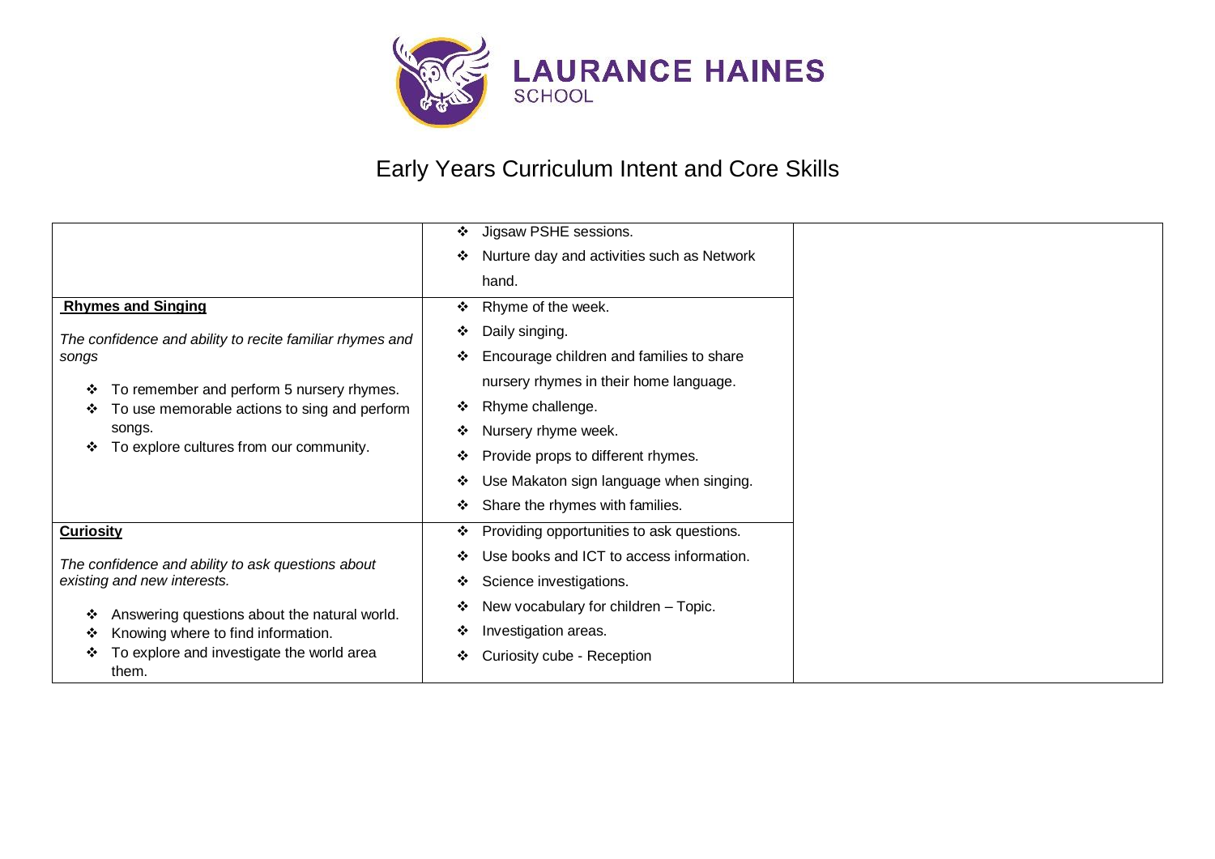# LAURANCE HAINES SCHOOL

## Early Years Curriculum Intent and Core Skills

| | | |
|---|---|---|
| | ❖ Jigsaw PSHE sessions.<br>❖ Nurture day and activities such as Network hand. | |
| **Rhymes and Singing**<br><br>*The confidence and ability to recite familiar rhymes and songs*<br><br>❖ To remember and perform 5 nursery rhymes.<br>❖ To use memorable actions to sing and perform songs.<br>❖ To explore cultures from our community. | ❖ Rhyme of the week.<br>❖ Daily singing.<br>❖ Encourage children and families to share nursery rhymes in their home language.<br>❖ Rhyme challenge.<br>❖ Nursery rhyme week.<br>❖ Provide props to different rhymes.<br>❖ Use Makaton sign language when singing.<br>❖ Share the rhymes with families. | |
| **Curiosity**<br><br>*The confidence and ability to ask questions about existing and new interests.*<br><br>❖ Answering questions about the natural world.<br>❖ Knowing where to find information.<br>❖ To explore and investigate the world area them. | ❖ Providing opportunities to ask questions.<br>❖ Use books and ICT to access information.<br>❖ Science investigations.<br>❖ New vocabulary for children – Topic.<br>❖ Investigation areas.<br>❖ Curiosity cube - Reception | |